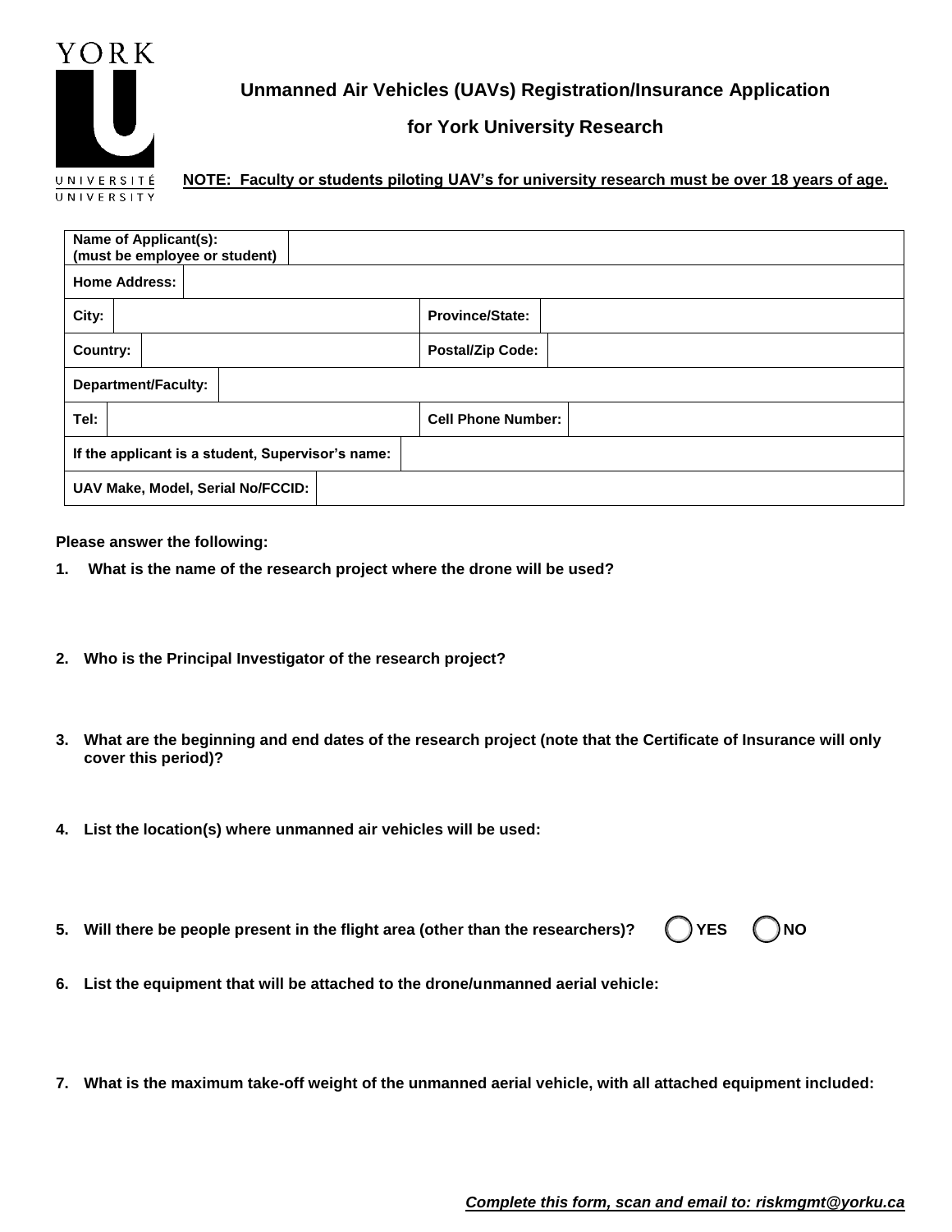YORK U UNIVERSITÉ UNIVERSITY

# Unmanned Air Vehicles (UAVs) Registration/Insurance Application

## for York University Research

**NOTE: Faculty or students piloting UAV's for university research must be over 18 years of age.**

| **Name of Applicant(s):** (must be employee or student) | | | |
|---|---|---|---|
| **Home Address:** | | | |
| **City:** | | **Province/State:** | |
| **Country:** | | **Postal/Zip Code:** | |
| **Department/Faculty:** | | | |
| **Tel:** | | **Cell Phone Number:** | |
| **If the applicant is a student, Supervisor's name:** | | | |
| **UAV Make, Model, Serial No/FCCID:** | | | |

**Please answer the following:**

1. **What is the name of the research project where the drone will be used?**

2. **Who is the Principal Investigator of the research project?**

3. **What are the beginning and end dates of the research project (note that the Certificate of Insurance will only cover this period)?**

4. **List the location(s) where unmanned air vehicles will be used:**

5. **Will there be people present in the flight area (other than the researchers)?** ◯ **YES** ◯ **NO**

6. **List the equipment that will be attached to the drone/unmanned aerial vehicle:**

7. **What is the maximum take-off weight of the unmanned aerial vehicle, with all attached equipment included:**

***Complete this form, scan and email to: riskmgmt@yorku.ca***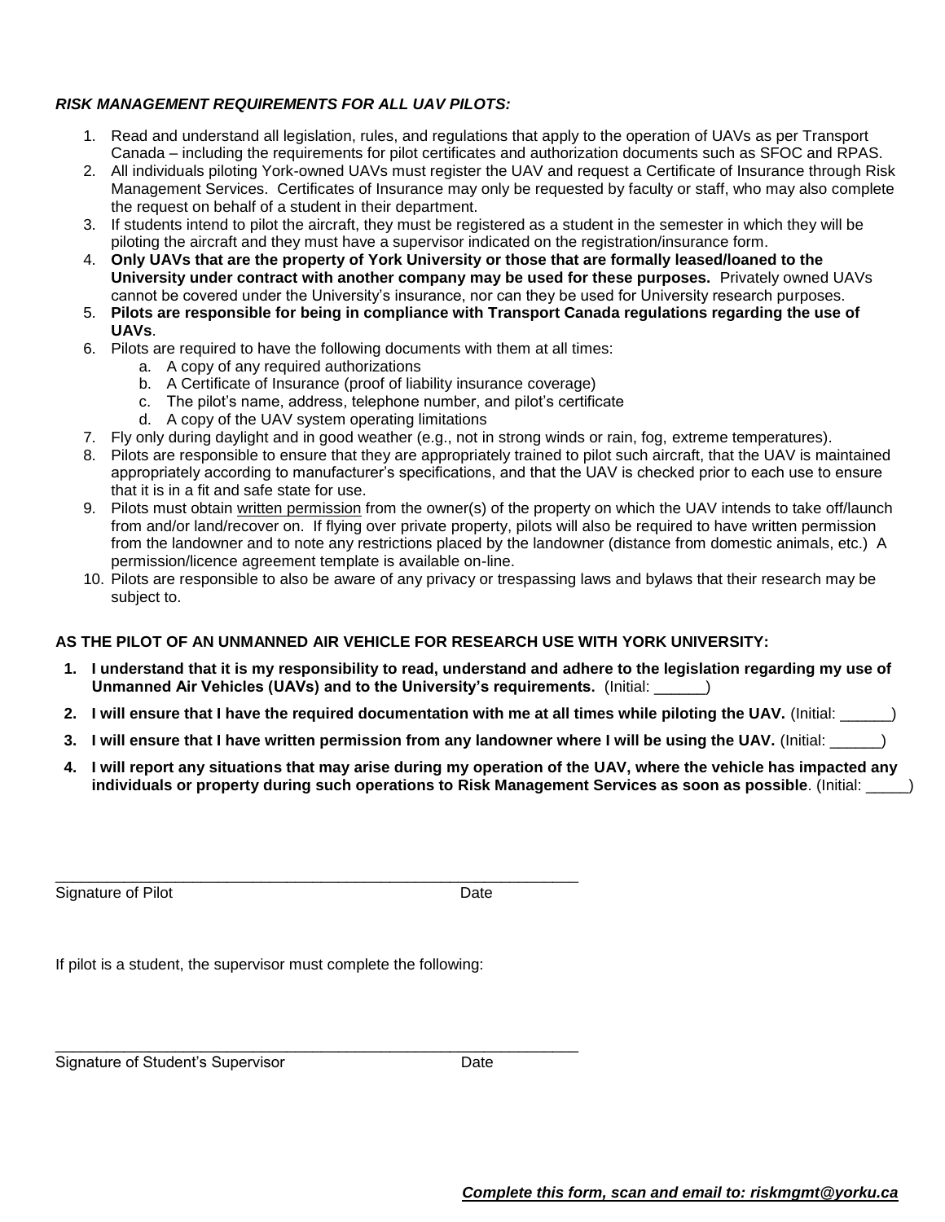***RISK MANAGEMENT REQUIREMENTS FOR ALL UAV PILOTS:***

1. Read and understand all legislation, rules, and regulations that apply to the operation of UAVs as per Transport Canada – including the requirements for pilot certificates and authorization documents such as SFOC and RPAS.
2. All individuals piloting York-owned UAVs must register the UAV and request a Certificate of Insurance through Risk Management Services. Certificates of Insurance may only be requested by faculty or staff, who may also complete the request on behalf of a student in their department.
3. If students intend to pilot the aircraft, they must be registered as a student in the semester in which they will be piloting the aircraft and they must have a supervisor indicated on the registration/insurance form.
4. **Only UAVs that are the property of York University or those that are formally leased/loaned to the University under contract with another company may be used for these purposes.** Privately owned UAVs cannot be covered under the University's insurance, nor can they be used for University research purposes.
5. **Pilots are responsible for being in compliance with Transport Canada regulations regarding the use of UAVs**.
6. Pilots are required to have the following documents with them at all times:
   a. A copy of any required authorizations
   b. A Certificate of Insurance (proof of liability insurance coverage)
   c. The pilot's name, address, telephone number, and pilot's certificate
   d. A copy of the UAV system operating limitations
7. Fly only during daylight and in good weather (e.g., not in strong winds or rain, fog, extreme temperatures).
8. Pilots are responsible to ensure that they are appropriately trained to pilot such aircraft, that the UAV is maintained appropriately according to manufacturer's specifications, and that the UAV is checked prior to each use to ensure that it is in a fit and safe state for use.
9. Pilots must obtain written permission from the owner(s) of the property on which the UAV intends to take off/launch from and/or land/recover on. If flying over private property, pilots will also be required to have written permission from the landowner and to note any restrictions placed by the landowner (distance from domestic animals, etc.) A permission/licence agreement template is available on-line.
10. Pilots are responsible to also be aware of any privacy or trespassing laws and bylaws that their research may be subject to.

**AS THE PILOT OF AN UNMANNED AIR VEHICLE FOR RESEARCH USE WITH YORK UNIVERSITY:**

1. **I understand that it is my responsibility to read, understand and adhere to the legislation regarding my use of Unmanned Air Vehicles (UAVs) and to the University's requirements.** (Initial: ______)
2. **I will ensure that I have the required documentation with me at all times while piloting the UAV.** (Initial: ______)
3. **I will ensure that I have written permission from any landowner where I will be using the UAV.** (Initial: ______)
4. **I will report any situations that may arise during my operation of the UAV, where the vehicle has impacted any individuals or property during such operations to Risk Management Services as soon as possible**. (Initial: _____)

_______________________________________________________________

Signature of Pilot Date

If pilot is a student, the supervisor must complete the following:

_______________________________________________________________

Signature of Student's Supervisor Date

***Complete this form, scan and email to: riskmgmt@yorku.ca***